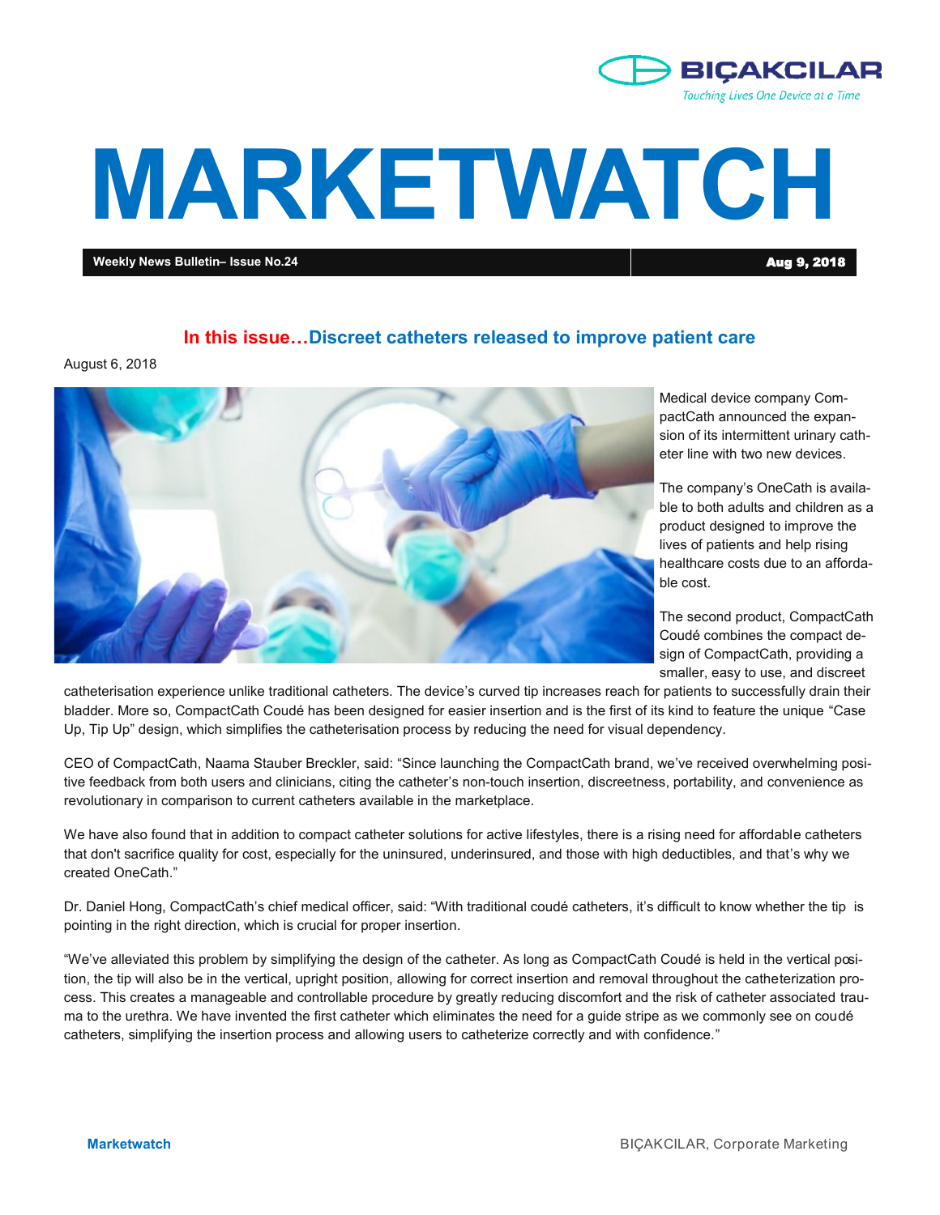BIÇAKCILAR

*Touching Lives One Device at a Time*

# MARKETWATCH

**Weekly News Bulletin– Issue No.24** | **Aug 9, 2018**

## In this issue…Discreet catheters released to improve patient care

August 6, 2018

Medical device company CompactCath announced the expansion of its intermittent urinary catheter line with two new devices.

The company's OneCath is available to both adults and children as a product designed to improve the lives of patients and help rising healthcare costs due to an affordable cost.

The second product, CompactCath Coudé combines the compact design of CompactCath, providing a smaller, easy to use, and discreet catheterisation experience unlike traditional catheters. The device's curved tip increases reach for patients to successfully drain their bladder. More so, CompactCath Coudé has been designed for easier insertion and is the first of its kind to feature the unique "Case Up, Tip Up" design, which simplifies the catheterisation process by reducing the need for visual dependency.

CEO of CompactCath, Naama Stauber Breckler, said: "Since launching the CompactCath brand, we've received overwhelming positive feedback from both users and clinicians, citing the catheter's non-touch insertion, discreetness, portability, and convenience as revolutionary in comparison to current catheters available in the marketplace.

We have also found that in addition to compact catheter solutions for active lifestyles, there is a rising need for affordable catheters that don't sacrifice quality for cost, especially for the uninsured, underinsured, and those with high deductibles, and that's why we created OneCath."

Dr. Daniel Hong, CompactCath's chief medical officer, said: "With traditional coudé catheters, it's difficult to know whether the tip is pointing in the right direction, which is crucial for proper insertion.

"We've alleviated this problem by simplifying the design of the catheter. As long as CompactCath Coudé is held in the vertical position, the tip will also be in the vertical, upright position, allowing for correct insertion and removal throughout the catheterization process. This creates a manageable and controllable procedure by greatly reducing discomfort and the risk of catheter associated trauma to the urethra. We have invented the first catheter which eliminates the need for a guide stripe as we commonly see on coudé catheters, simplifying the insertion process and allowing users to catheterize correctly and with confidence."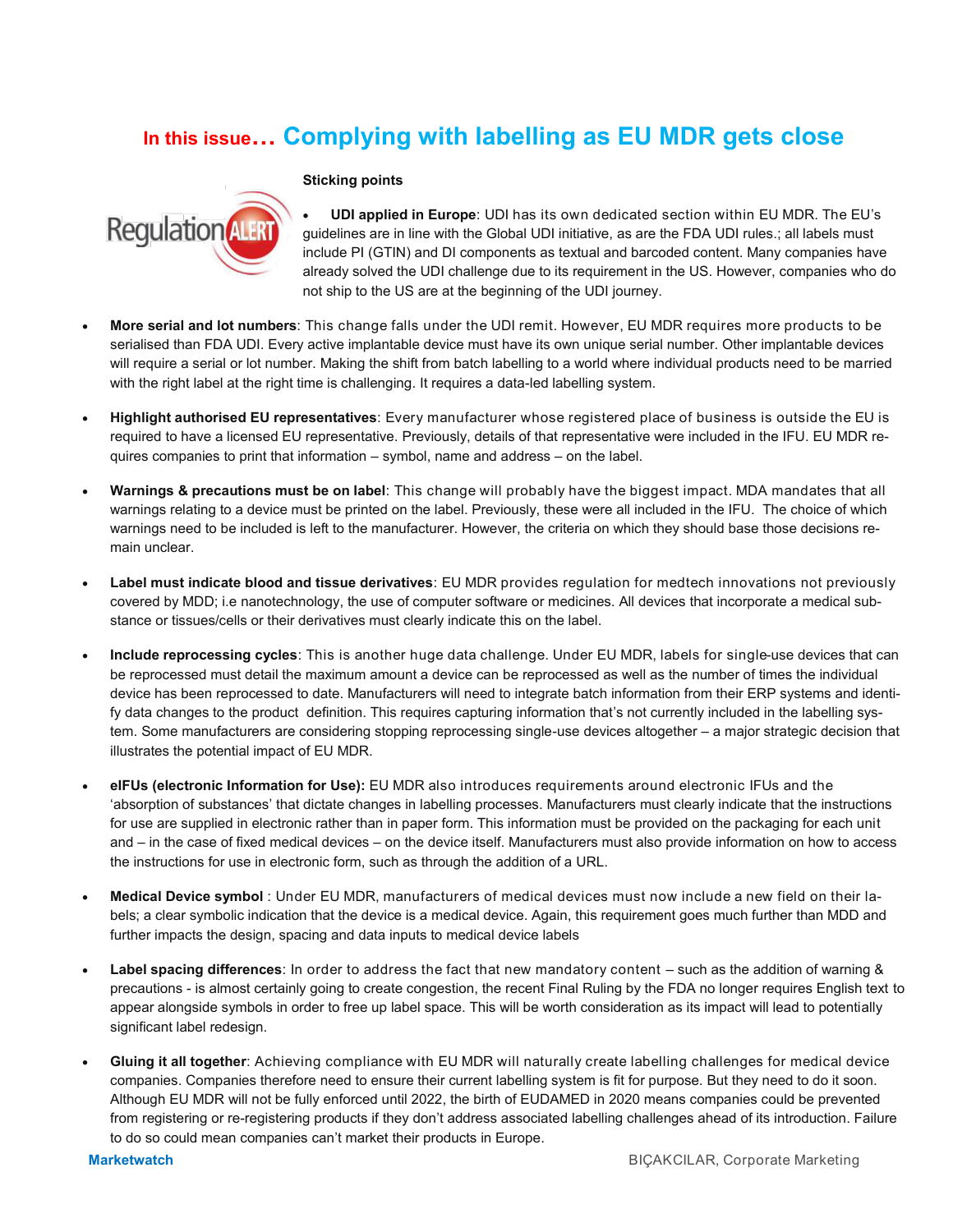## In this issue… Complying with labelling as EU MDR gets close

**Sticking points**

- **UDI applied in Europe**: UDI has its own dedicated section within EU MDR. The EU's guidelines are in line with the Global UDI initiative, as are the FDA UDI rules.; all labels must include PI (GTIN) and DI components as textual and barcoded content. Many companies have already solved the UDI challenge due to its requirement in the US. However, companies who do not ship to the US are at the beginning of the UDI journey.

- **More serial and lot numbers**: This change falls under the UDI remit. However, EU MDR requires more products to be serialised than FDA UDI. Every active implantable device must have its own unique serial number. Other implantable devices will require a serial or lot number. Making the shift from batch labelling to a world where individual products need to be married with the right label at the right time is challenging. It requires a data-led labelling system.

- **Highlight authorised EU representatives**: Every manufacturer whose registered place of business is outside the EU is required to have a licensed EU representative. Previously, details of that representative were included in the IFU. EU MDR requires companies to print that information – symbol, name and address – on the label.

- **Warnings & precautions must be on label**: This change will probably have the biggest impact. MDA mandates that all warnings relating to a device must be printed on the label. Previously, these were all included in the IFU. The choice of which warnings need to be included is left to the manufacturer. However, the criteria on which they should base those decisions remain unclear.

- **Label must indicate blood and tissue derivatives**: EU MDR provides regulation for medtech innovations not previously covered by MDD; i.e nanotechnology, the use of computer software or medicines. All devices that incorporate a medical substance or tissues/cells or their derivatives must clearly indicate this on the label.

- **Include reprocessing cycles**: This is another huge data challenge. Under EU MDR, labels for single-use devices that can be reprocessed must detail the maximum amount a device can be reprocessed as well as the number of times the individual device has been reprocessed to date. Manufacturers will need to integrate batch information from their ERP systems and identify data changes to the product definition. This requires capturing information that's not currently included in the labelling system. Some manufacturers are considering stopping reprocessing single-use devices altogether – a major strategic decision that illustrates the potential impact of EU MDR.

- **eIFUs (electronic Information for Use):** EU MDR also introduces requirements around electronic IFUs and the 'absorption of substances' that dictate changes in labelling processes. Manufacturers must clearly indicate that the instructions for use are supplied in electronic rather than in paper form. This information must be provided on the packaging for each unit and – in the case of fixed medical devices – on the device itself. Manufacturers must also provide information on how to access the instructions for use in electronic form, such as through the addition of a URL.

- **Medical Device symbol** : Under EU MDR, manufacturers of medical devices must now include a new field on their labels; a clear symbolic indication that the device is a medical device. Again, this requirement goes much further than MDD and further impacts the design, spacing and data inputs to medical device labels

- **Label spacing differences**: In order to address the fact that new mandatory content – such as the addition of warning & precautions - is almost certainly going to create congestion, the recent Final Ruling by the FDA no longer requires English text to appear alongside symbols in order to free up label space. This will be worth consideration as its impact will lead to potentially significant label redesign.

- **Gluing it all together**: Achieving compliance with EU MDR will naturally create labelling challenges for medical device companies. Companies therefore need to ensure their current labelling system is fit for purpose. But they need to do it soon. Although EU MDR will not be fully enforced until 2022, the birth of EUDAMED in 2020 means companies could be prevented from registering or re-registering products if they don't address associated labelling challenges ahead of its introduction. Failure to do so could mean companies can't market their products in Europe.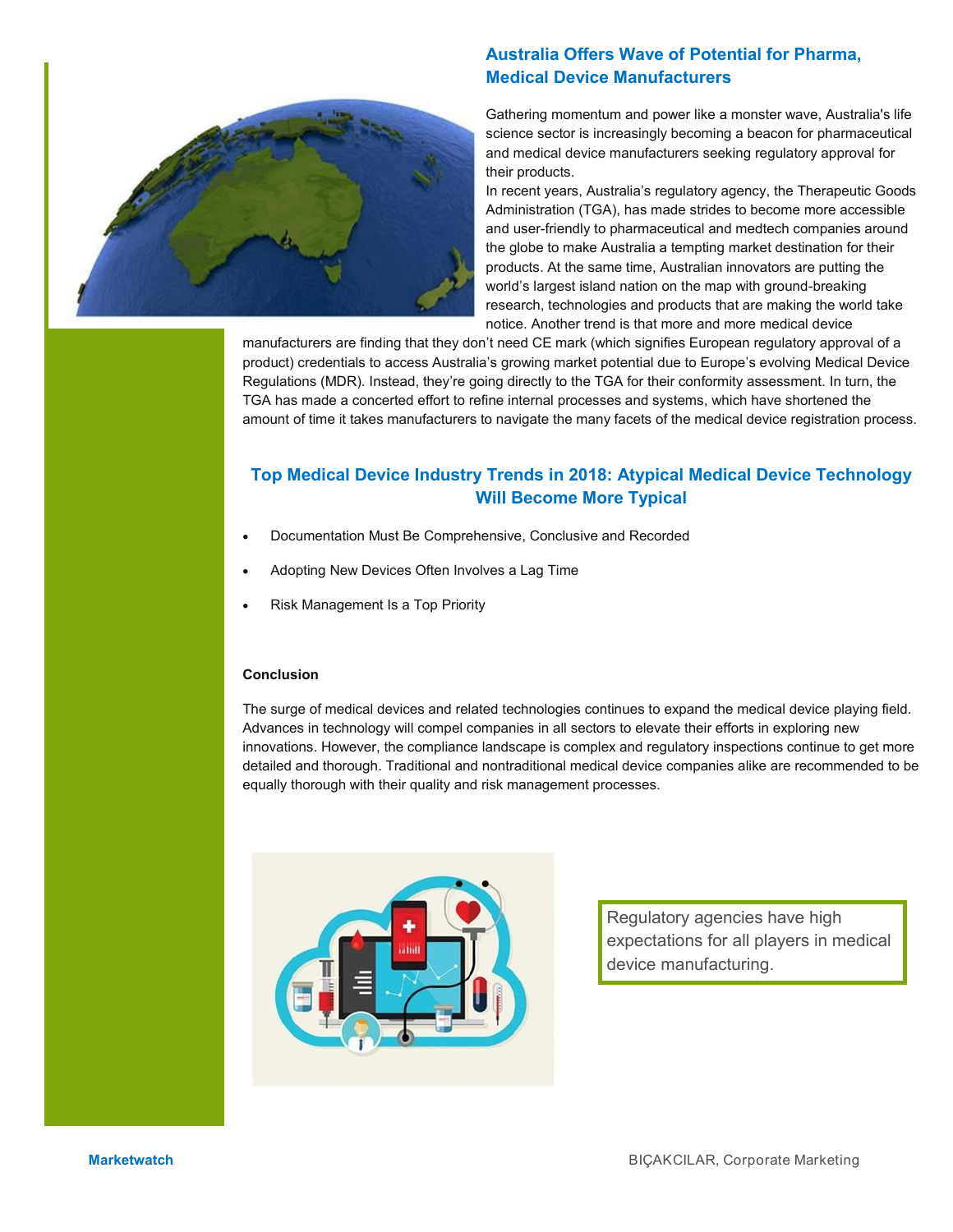## Australia Offers Wave of Potential for Pharma, Medical Device Manufacturers

Gathering momentum and power like a monster wave, Australia's life science sector is increasingly becoming a beacon for pharmaceutical and medical device manufacturers seeking regulatory approval for their products.

In recent years, Australia's regulatory agency, the Therapeutic Goods Administration (TGA), has made strides to become more accessible and user-friendly to pharmaceutical and medtech companies around the globe to make Australia a tempting market destination for their products. At the same time, Australian innovators are putting the world's largest island nation on the map with ground-breaking research, technologies and products that are making the world take notice. Another trend is that more and more medical device manufacturers are finding that they don't need CE mark (which signifies European regulatory approval of a product) credentials to access Australia's growing market potential due to Europe's evolving Medical Device Regulations (MDR). Instead, they're going directly to the TGA for their conformity assessment. In turn, the TGA has made a concerted effort to refine internal processes and systems, which have shortened the amount of time it takes manufacturers to navigate the many facets of the medical device registration process.

## Top Medical Device Industry Trends in 2018: Atypical Medical Device Technology Will Become More Typical

- Documentation Must Be Comprehensive, Conclusive and Recorded
- Adopting New Devices Often Involves a Lag Time
- Risk Management Is a Top Priority

**Conclusion**

The surge of medical devices and related technologies continues to expand the medical device playing field. Advances in technology will compel companies in all sectors to elevate their efforts in exploring new innovations. However, the compliance landscape is complex and regulatory inspections continue to get more detailed and thorough. Traditional and nontraditional medical device companies alike are recommended to be equally thorough with their quality and risk management processes.

Regulatory agencies have high expectations for all players in medical device manufacturing.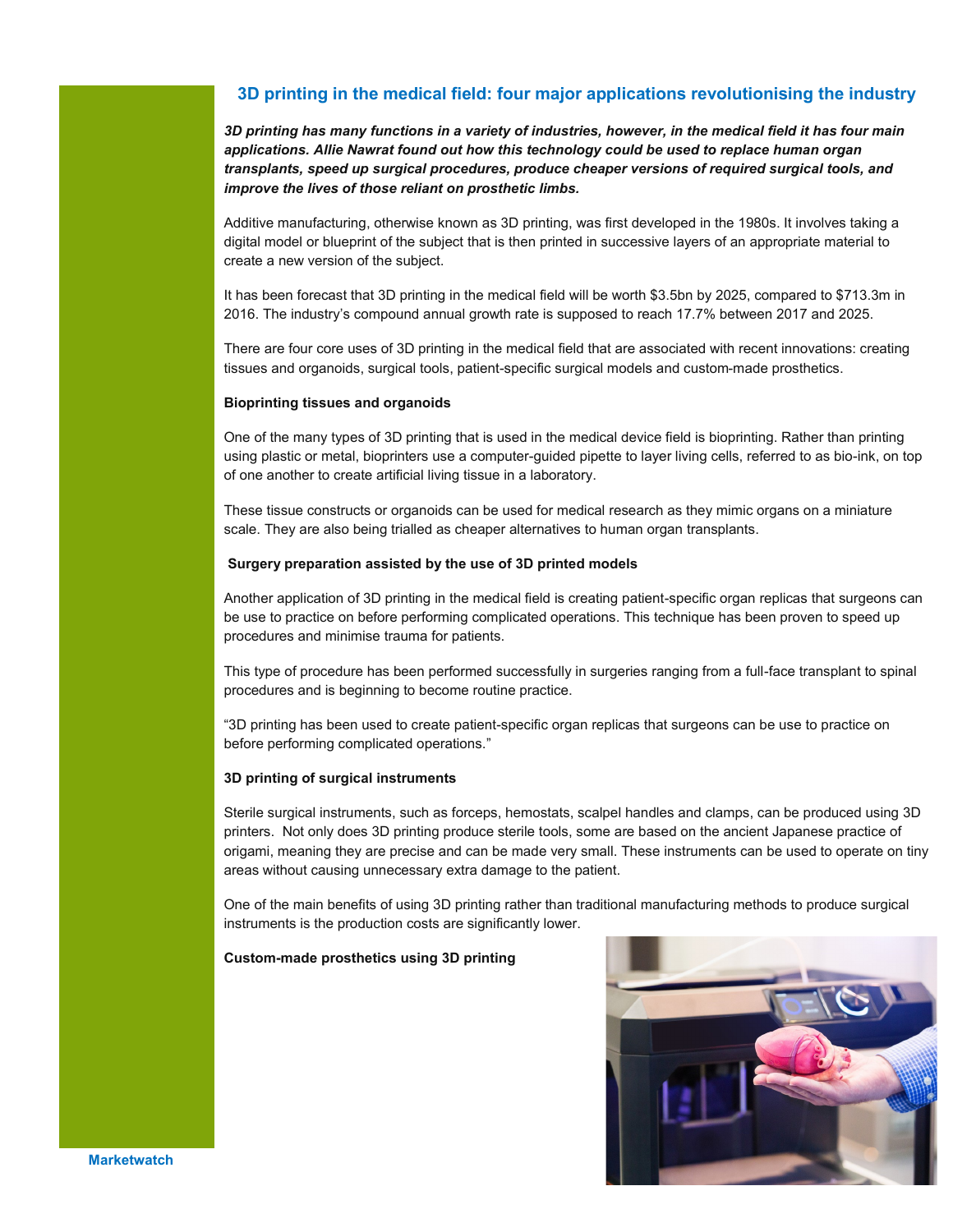## 3D printing in the medical field: four major applications revolutionising the industry

***3D printing has many functions in a variety of industries, however, in the medical field it has four main applications. Allie Nawrat found out how this technology could be used to replace human organ transplants, speed up surgical procedures, produce cheaper versions of required surgical tools, and improve the lives of those reliant on prosthetic limbs.***

Additive manufacturing, otherwise known as 3D printing, was first developed in the 1980s. It involves taking a digital model or blueprint of the subject that is then printed in successive layers of an appropriate material to create a new version of the subject.

It has been forecast that 3D printing in the medical field will be worth $3.5bn by 2025, compared to $713.3m in 2016. The industry's compound annual growth rate is supposed to reach 17.7% between 2017 and 2025.

There are four core uses of 3D printing in the medical field that are associated with recent innovations: creating tissues and organoids, surgical tools, patient-specific surgical models and custom-made prosthetics.

### Bioprinting tissues and organoids

One of the many types of 3D printing that is used in the medical device field is bioprinting. Rather than printing using plastic or metal, bioprinters use a computer-guided pipette to layer living cells, referred to as bio-ink, on top of one another to create artificial living tissue in a laboratory.

These tissue constructs or organoids can be used for medical research as they mimic organs on a miniature scale. They are also being trialled as cheaper alternatives to human organ transplants.

### Surgery preparation assisted by the use of 3D printed models

Another application of 3D printing in the medical field is creating patient-specific organ replicas that surgeons can be use to practice on before performing complicated operations. This technique has been proven to speed up procedures and minimise trauma for patients.

This type of procedure has been performed successfully in surgeries ranging from a full-face transplant to spinal procedures and is beginning to become routine practice.

"3D printing has been used to create patient-specific organ replicas that surgeons can be use to practice on before performing complicated operations."

### 3D printing of surgical instruments

Sterile surgical instruments, such as forceps, hemostats, scalpel handles and clamps, can be produced using 3D printers. Not only does 3D printing produce sterile tools, some are based on the ancient Japanese practice of origami, meaning they are precise and can be made very small. These instruments can be used to operate on tiny areas without causing unnecessary extra damage to the patient.

One of the main benefits of using 3D printing rather than traditional manufacturing methods to produce surgical instruments is the production costs are significantly lower.

### Custom-made prosthetics using 3D printing

Marketwatch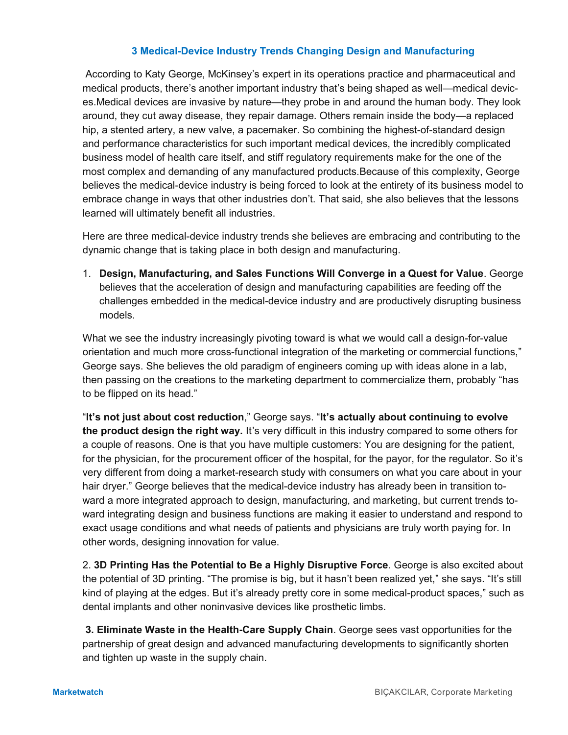## 3 Medical-Device Industry Trends Changing Design and Manufacturing

According to Katy George, McKinsey's expert in its operations practice and pharmaceutical and medical products, there's another important industry that's being shaped as well—medical devices.Medical devices are invasive by nature—they probe in and around the human body. They look around, they cut away disease, they repair damage. Others remain inside the body—a replaced hip, a stented artery, a new valve, a pacemaker. So combining the highest-of-standard design and performance characteristics for such important medical devices, the incredibly complicated business model of health care itself, and stiff regulatory requirements make for the one of the most complex and demanding of any manufactured products.Because of this complexity, George believes the medical-device industry is being forced to look at the entirety of its business model to embrace change in ways that other industries don't. That said, she also believes that the lessons learned will ultimately benefit all industries.

Here are three medical-device industry trends she believes are embracing and contributing to the dynamic change that is taking place in both design and manufacturing.

1. **Design, Manufacturing, and Sales Functions Will Converge in a Quest for Value**. George believes that the acceleration of design and manufacturing capabilities are feeding off the challenges embedded in the medical-device industry and are productively disrupting business models.

What we see the industry increasingly pivoting toward is what we would call a design-for-value orientation and much more cross-functional integration of the marketing or commercial functions," George says. She believes the old paradigm of engineers coming up with ideas alone in a lab, then passing on the creations to the marketing department to commercialize them, probably "has to be flipped on its head."

"**It's not just about cost reduction**," George says. "**It's actually about continuing to evolve the product design the right way.** It's very difficult in this industry compared to some others for a couple of reasons. One is that you have multiple customers: You are designing for the patient, for the physician, for the procurement officer of the hospital, for the payor, for the regulator. So it's very different from doing a market-research study with consumers on what you care about in your hair dryer." George believes that the medical-device industry has already been in transition toward a more integrated approach to design, manufacturing, and marketing, but current trends toward integrating design and business functions are making it easier to understand and respond to exact usage conditions and what needs of patients and physicians are truly worth paying for. In other words, designing innovation for value.

2. **3D Printing Has the Potential to Be a Highly Disruptive Force**. George is also excited about the potential of 3D printing. "The promise is big, but it hasn't been realized yet," she says. "It's still kind of playing at the edges. But it's already pretty core in some medical-product spaces," such as dental implants and other noninvasive devices like prosthetic limbs.

3. **Eliminate Waste in the Health-Care Supply Chain**. George sees vast opportunities for the partnership of great design and advanced manufacturing developments to significantly shorten and tighten up waste in the supply chain.